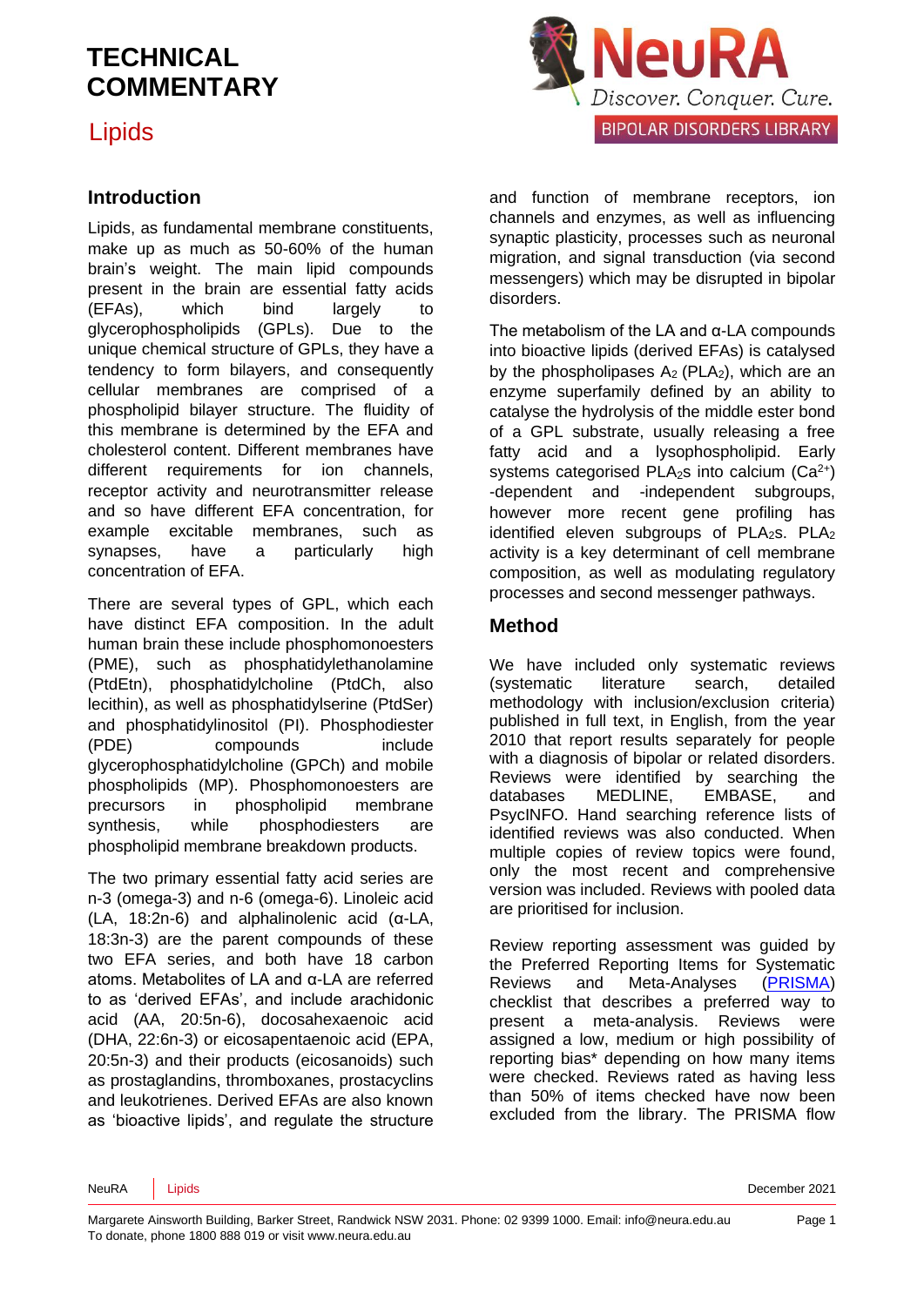# TECHNICAL COMMENTARY

## Lipids

NeuRA — Discover. Conquer. Cure. — BIPOLAR DISORDERS LIBRARY

### Introduction

Lipids, as fundamental membrane constituents, make up as much as 50-60% of the human brain's weight. The main lipid compounds present in the brain are essential fatty acids (EFAs), which bind largely to glycerophospholipids (GPLs). Due to the unique chemical structure of GPLs, they have a tendency to form bilayers, and consequently cellular membranes are comprised of a phospholipid bilayer structure. The fluidity of this membrane is determined by the EFA and cholesterol content. Different membranes have different requirements for ion channels, receptor activity and neurotransmitter release and so have different EFA concentration, for example excitable membranes, such as synapses, have a particularly high concentration of EFA.

There are several types of GPL, which each have distinct EFA composition. In the adult human brain these include phosphomonoesters (PME), such as phosphatidylethanolamine (PtdEtn), phosphatidylcholine (PtdCh, also lecithin), as well as phosphatidylserine (PtdSer) and phosphatidylinositol (PI). Phosphodiester (PDE) compounds include glycerophosphatidylcholine (GPCh) and mobile phospholipids (MP). Phosphomonoesters are precursors in phospholipid membrane synthesis, while phosphodiesters are phospholipid membrane breakdown products.

The two primary essential fatty acid series are n-3 (omega-3) and n-6 (omega-6). Linoleic acid (LA, 18:2n-6) and alphalinolenic acid (α-LA, 18:3n-3) are the parent compounds of these two EFA series, and both have 18 carbon atoms. Metabolites of LA and α-LA are referred to as 'derived EFAs', and include arachidonic acid (AA, 20:5n-6), docosahexaenoic acid (DHA, 22:6n-3) or eicosapentaenoic acid (EPA, 20:5n-3) and their products (eicosanoids) such as prostaglandins, thromboxanes, prostacyclins and leukotrienes. Derived EFAs are also known as 'bioactive lipids', and regulate the structure and function of membrane receptors, ion channels and enzymes, as well as influencing synaptic plasticity, processes such as neuronal migration, and signal transduction (via second messengers) which may be disrupted in bipolar disorders.

The metabolism of the LA and α-LA compounds into bioactive lipids (derived EFAs) is catalysed by the phospholipases $A_2$ ($PLA_2$), which are an enzyme superfamily defined by an ability to catalyse the hydrolysis of the middle ester bond of a GPL substrate, usually releasing a free fatty acid and a lysophospholipid. Early systems categorised $PLA_2$s into calcium ($Ca^{2+}$) -dependent and -independent subgroups, however more recent gene profiling has identified eleven subgroups of $PLA_2$s. $PLA_2$ activity is a key determinant of cell membrane composition, as well as modulating regulatory processes and second messenger pathways.

### Method

We have included only systematic reviews (systematic literature search, detailed methodology with inclusion/exclusion criteria) published in full text, in English, from the year 2010 that report results separately for people with a diagnosis of bipolar or related disorders. Reviews were identified by searching the databases MEDLINE, EMBASE, and PsycINFO. Hand searching reference lists of identified reviews was also conducted. When multiple copies of review topics were found, only the most recent and comprehensive version was included. Reviews with pooled data are prioritised for inclusion.

Review reporting assessment was guided by the Preferred Reporting Items for Systematic Reviews and Meta-Analyses (PRISMA) checklist that describes a preferred way to present a meta-analysis. Reviews were assigned a low, medium or high possibility of reporting bias* depending on how many items were checked. Reviews rated as having less than 50% of items checked have now been excluded from the library. The PRISMA flow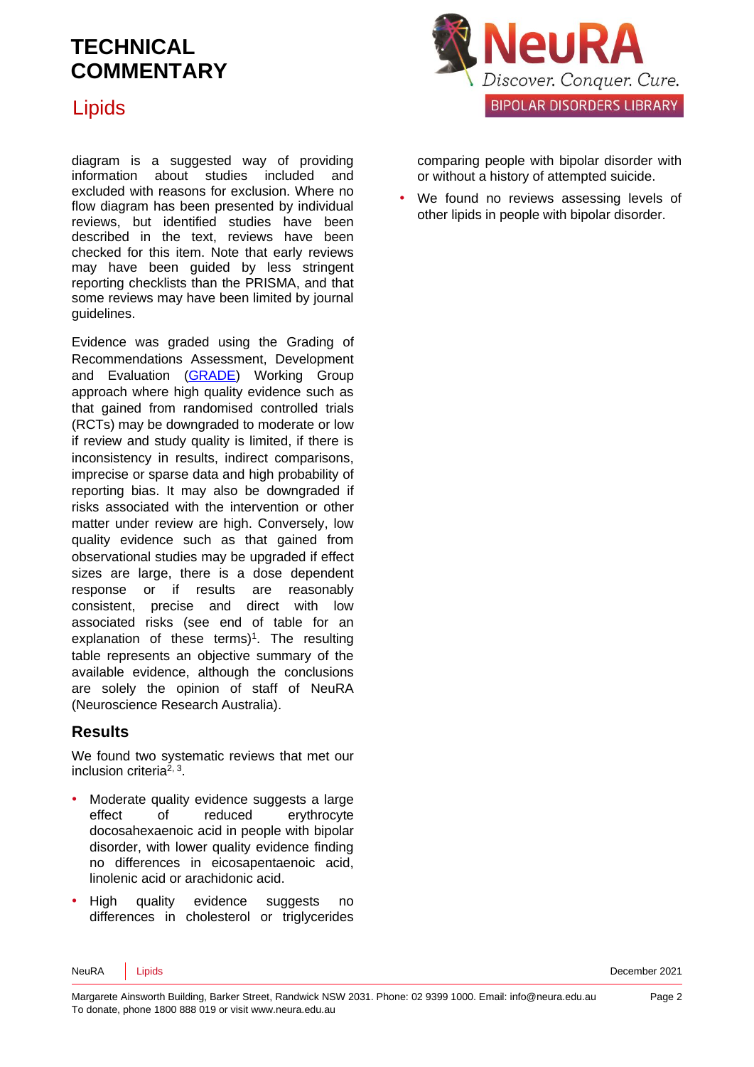diagram is a suggested way of providing information about studies included and excluded with reasons for exclusion. Where no flow diagram has been presented by individual reviews, but identified studies have been described in the text, reviews have been checked for this item. Note that early reviews may have been guided by less stringent reporting checklists than the PRISMA, and that some reviews may have been limited by journal guidelines.

Evidence was graded using the Grading of Recommendations Assessment, Development and Evaluation (GRADE) Working Group approach where high quality evidence such as that gained from randomised controlled trials (RCTs) may be downgraded to moderate or low if review and study quality is limited, if there is inconsistency in results, indirect comparisons, imprecise or sparse data and high probability of reporting bias. It may also be downgraded if risks associated with the intervention or other matter under review are high. Conversely, low quality evidence such as that gained from observational studies may be upgraded if effect sizes are large, there is a dose dependent response or if results are reasonably consistent, precise and direct with low associated risks (see end of table for an explanation of these terms)[1]. The resulting table represents an objective summary of the available evidence, although the conclusions are solely the opinion of staff of NeuRA (Neuroscience Research Australia).

## Results

We found two systematic reviews that met our inclusion criteria[2, 3].

- Moderate quality evidence suggests a large effect of reduced erythrocyte docosahexaenoic acid in people with bipolar disorder, with lower quality evidence finding no differences in eicosapentaenoic acid, linolenic acid or arachidonic acid.
- High quality evidence suggests no differences in cholesterol or triglycerides comparing people with bipolar disorder with or without a history of attempted suicide.
- We found no reviews assessing levels of other lipids in people with bipolar disorder.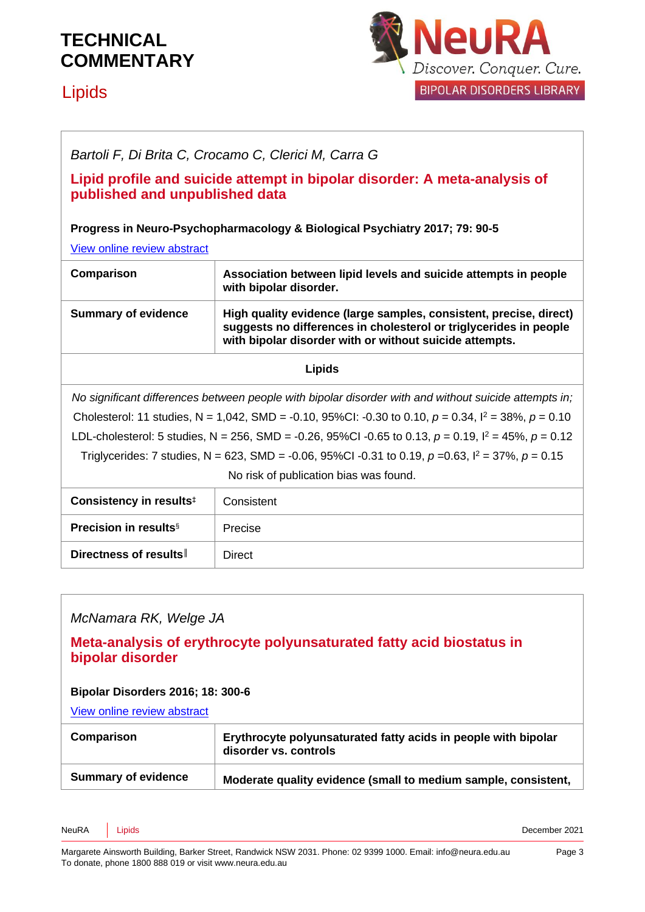*Bartoli F, Di Brita C, Crocamo C, Clerici M, Carra G*

**Lipid profile and suicide attempt in bipolar disorder: A meta-analysis of published and unpublished data**

**Progress in Neuro-Psychopharmacology & Biological Psychiatry 2017; 79: 90-5**

[View online review abstract]

| | |
|---|---|
| **Comparison** | **Association between lipid levels and suicide attempts in people with bipolar disorder.** |
| **Summary of evidence** | **High quality evidence (large samples, consistent, precise, direct) suggests no differences in cholesterol or triglycerides in people with bipolar disorder with or without suicide attempts.** |

**Lipids**

*No significant differences between people with bipolar disorder with and without suicide attempts in;*

Cholesterol: 11 studies, N = 1,042, SMD = -0.10, 95%CI: -0.30 to 0.10, $p$ = 0.34, $I^2$ = 38%, $p$ = 0.10

LDL-cholesterol: 5 studies, N = 256, SMD = -0.26, 95%CI -0.65 to 0.13, $p$ = 0.19, $I^2$ = 45%, $p$ = 0.12

Triglycerides: 7 studies, N = 623, SMD = -0.06, 95%CI -0.31 to 0.19, $p$ =0.63, $I^2$ = 37%, $p$ = 0.15

No risk of publication bias was found.

| | |
|---|---|
| **Consistency in results**[‡] | Consistent |
| **Precision in results**[§] | Precise |
| **Directness of results**[‖] | Direct |

*McNamara RK, Welge JA*

**Meta-analysis of erythrocyte polyunsaturated fatty acid biostatus in bipolar disorder**

**Bipolar Disorders 2016; 18: 300-6**

[View online review abstract]

| | |
|---|---|
| **Comparison** | **Erythrocyte polyunsaturated fatty acids in people with bipolar disorder vs. controls** |
| **Summary of evidence** | **Moderate quality evidence (small to medium sample, consistent,** |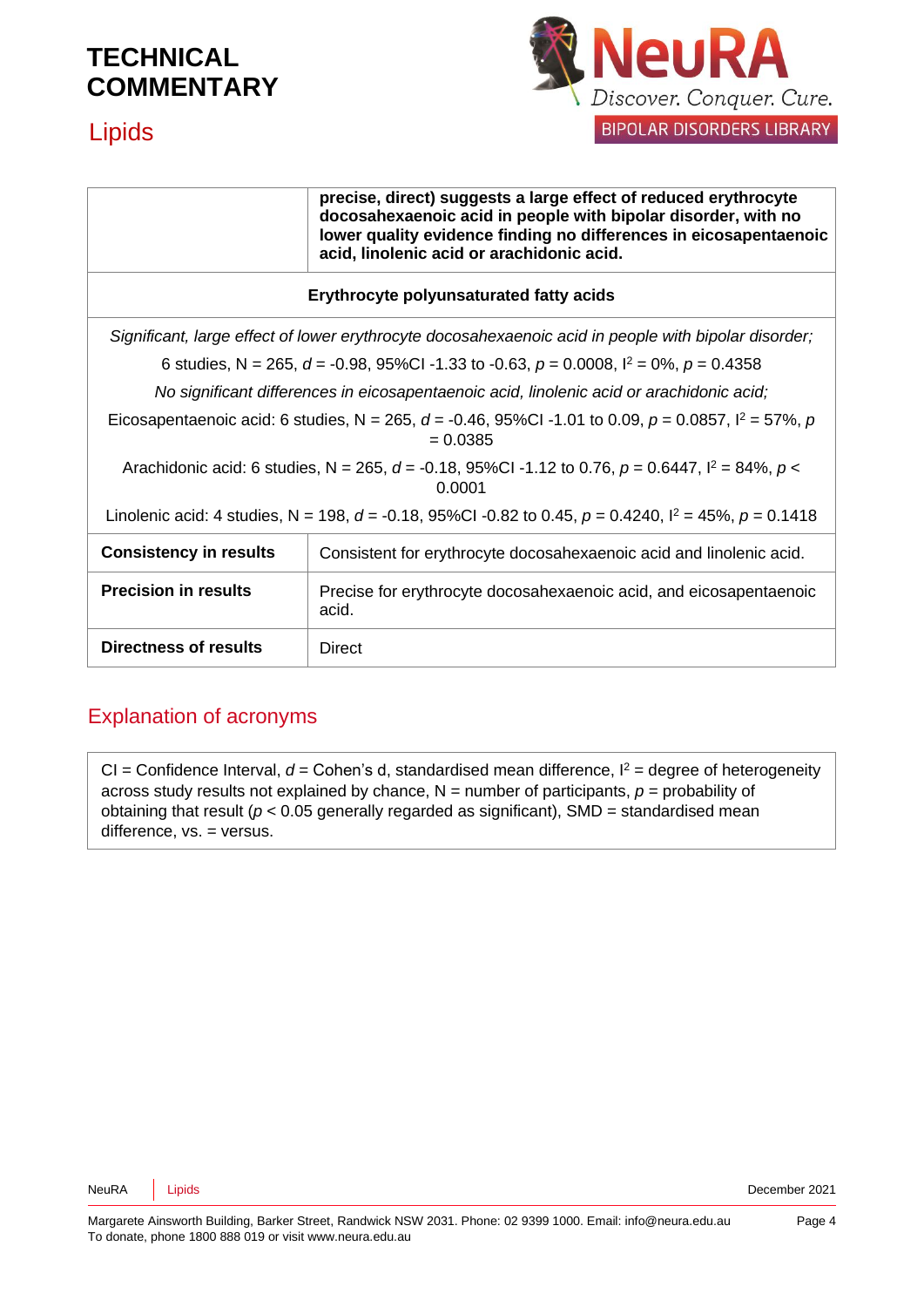| | |
|---|---|
| | **precise, direct) suggests a large effect of reduced erythrocyte docosahexaenoic acid in people with bipolar disorder, with no lower quality evidence finding no differences in eicosapentaenoic acid, linolenic acid or arachidonic acid.** |
| **Erythrocyte polyunsaturated fatty acids** | |
| *Significant, large effect of lower erythrocyte docosahexaenoic acid in people with bipolar disorder;*<br>6 studies, N = 265, *d* = -0.98, 95%CI -1.33 to -0.63, *p* = 0.0008, $I^2$ = 0%, *p* = 0.4358<br>*No significant differences in eicosapentaenoic acid, linolenic acid or arachidonic acid;*<br>Eicosapentaenoic acid: 6 studies, N = 265, *d* = -0.46, 95%CI -1.01 to 0.09, *p* = 0.0857, $I^2$ = 57%, *p* = 0.0385<br>Arachidonic acid: 6 studies, N = 265, *d* = -0.18, 95%CI -1.12 to 0.76, *p* = 0.6447, $I^2$ = 84%, *p* < 0.0001<br>Linolenic acid: 4 studies, N = 198, *d* = -0.18, 95%CI -0.82 to 0.45, *p* = 0.4240, $I^2$ = 45%, *p* = 0.1418 | |
| **Consistency in results** | Consistent for erythrocyte docosahexaenoic acid and linolenic acid. |
| **Precision in results** | Precise for erythrocyte docosahexaenoic acid, and eicosapentaenoic acid. |
| **Directness of results** | Direct |

## Explanation of acronyms

CI = Confidence Interval, *d* = Cohen's d, standardised mean difference, $I^2$ = degree of heterogeneity across study results not explained by chance, N = number of participants, *p* = probability of obtaining that result (*p* < 0.05 generally regarded as significant), SMD = standardised mean difference, vs. = versus.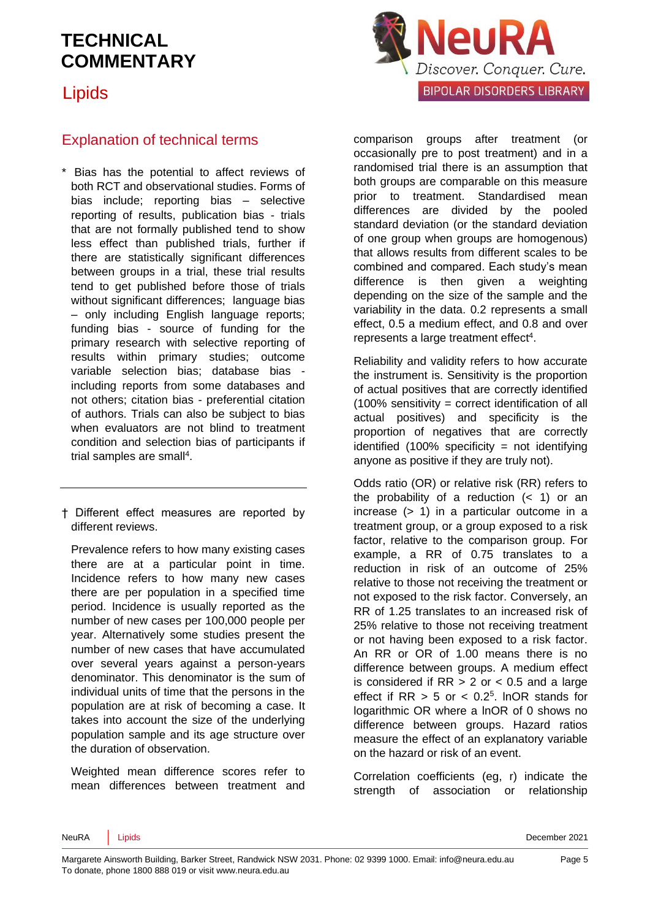# TECHNICAL COMMENTARY

## Lipids

## Explanation of technical terms

\* Bias has the potential to affect reviews of both RCT and observational studies. Forms of bias include; reporting bias – selective reporting of results, publication bias - trials that are not formally published tend to show less effect than published trials, further if there are statistically significant differences between groups in a trial, these trial results tend to get published before those of trials without significant differences; language bias – only including English language reports; funding bias - source of funding for the primary research with selective reporting of results within primary studies; outcome variable selection bias; database bias - including reports from some databases and not others; citation bias - preferential citation of authors. Trials can also be subject to bias when evaluators are not blind to treatment condition and selection bias of participants if trial samples are small[4].

† Different effect measures are reported by different reviews.

Prevalence refers to how many existing cases there are at a particular point in time. Incidence refers to how many new cases there are per population in a specified time period. Incidence is usually reported as the number of new cases per 100,000 people per year. Alternatively some studies present the number of new cases that have accumulated over several years against a person-years denominator. This denominator is the sum of individual units of time that the persons in the population are at risk of becoming a case. It takes into account the size of the underlying population sample and its age structure over the duration of observation.

Weighted mean difference scores refer to mean differences between treatment and comparison groups after treatment (or occasionally pre to post treatment) and in a randomised trial there is an assumption that both groups are comparable on this measure prior to treatment. Standardised mean differences are divided by the pooled standard deviation (or the standard deviation of one group when groups are homogenous) that allows results from different scales to be combined and compared. Each study's mean difference is then given a weighting depending on the size of the sample and the variability in the data. 0.2 represents a small effect, 0.5 a medium effect, and 0.8 and over represents a large treatment effect[4].

Reliability and validity refers to how accurate the instrument is. Sensitivity is the proportion of actual positives that are correctly identified (100% sensitivity = correct identification of all actual positives) and specificity is the proportion of negatives that are correctly identified (100% specificity = not identifying anyone as positive if they are truly not).

Odds ratio (OR) or relative risk (RR) refers to the probability of a reduction (< 1) or an increase (> 1) in a particular outcome in a treatment group, or a group exposed to a risk factor, relative to the comparison group. For example, a RR of 0.75 translates to a reduction in risk of an outcome of 25% relative to those not receiving the treatment or not exposed to the risk factor. Conversely, an RR of 1.25 translates to an increased risk of 25% relative to those not receiving treatment or not having been exposed to a risk factor. An RR or OR of 1.00 means there is no difference between groups. A medium effect is considered if RR > 2 or < 0.5 and a large effect if RR > 5 or < 0.2[5]. lnOR stands for logarithmic OR where a lnOR of 0 shows no difference between groups. Hazard ratios measure the effect of an explanatory variable on the hazard or risk of an event.

Correlation coefficients (eg, r) indicate the strength of association or relationship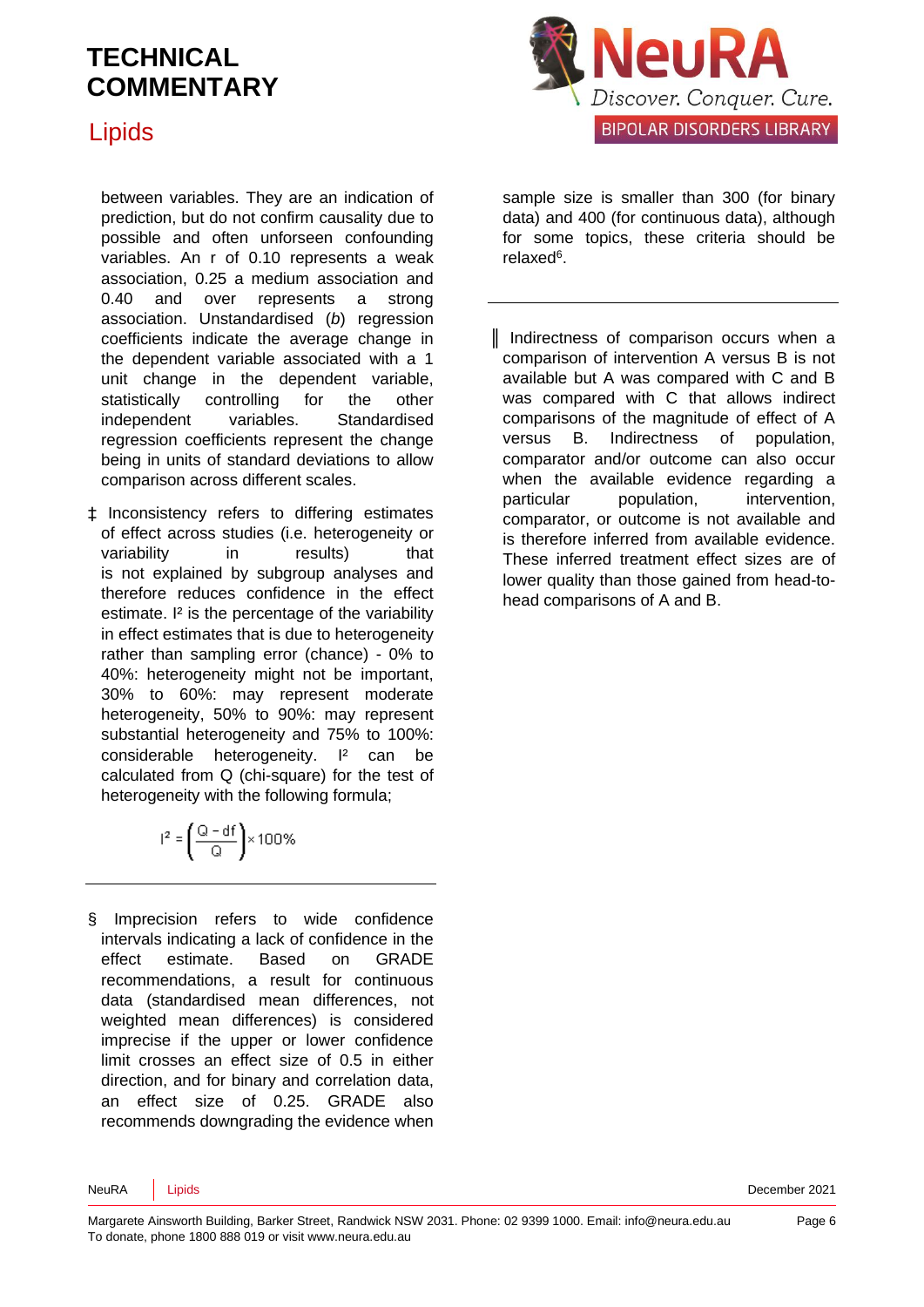between variables. They are an indication of prediction, but do not confirm causality due to possible and often unforseen confounding variables. An r of 0.10 represents a weak association, 0.25 a medium association and 0.40 and over represents a strong association. Unstandardised (*b*) regression coefficients indicate the average change in the dependent variable associated with a 1 unit change in the dependent variable, statistically controlling for the other independent variables. Standardised regression coefficients represent the change being in units of standard deviations to allow comparison across different scales.

‡ Inconsistency refers to differing estimates of effect across studies (i.e. heterogeneity or variability in results) that is not explained by subgroup analyses and therefore reduces confidence in the effect estimate. $I^2$ is the percentage of the variability in effect estimates that is due to heterogeneity rather than sampling error (chance) - 0% to 40%: heterogeneity might not be important, 30% to 60%: may represent moderate heterogeneity, 50% to 90%: may represent substantial heterogeneity and 75% to 100%: considerable heterogeneity. $I^2$ can be calculated from Q (chi-square) for the test of heterogeneity with the following formula;

$$I^2 = \left(\frac{Q - df}{Q}\right) \times 100\%$$

---

§ Imprecision refers to wide confidence intervals indicating a lack of confidence in the effect estimate. Based on GRADE recommendations, a result for continuous data (standardised mean differences, not weighted mean differences) is considered imprecise if the upper or lower confidence limit crosses an effect size of 0.5 in either direction, and for binary and correlation data, an effect size of 0.25. GRADE also recommends downgrading the evidence when sample size is smaller than 300 (for binary data) and 400 (for continuous data), although for some topics, these criteria should be relaxed[6].

---

‖ Indirectness of comparison occurs when a comparison of intervention A versus B is not available but A was compared with C and B was compared with C that allows indirect comparisons of the magnitude of effect of A versus B. Indirectness of population, comparator and/or outcome can also occur when the available evidence regarding a particular population, intervention, comparator, or outcome is not available and is therefore inferred from available evidence. These inferred treatment effect sizes are of lower quality than those gained from head-to-head comparisons of A and B.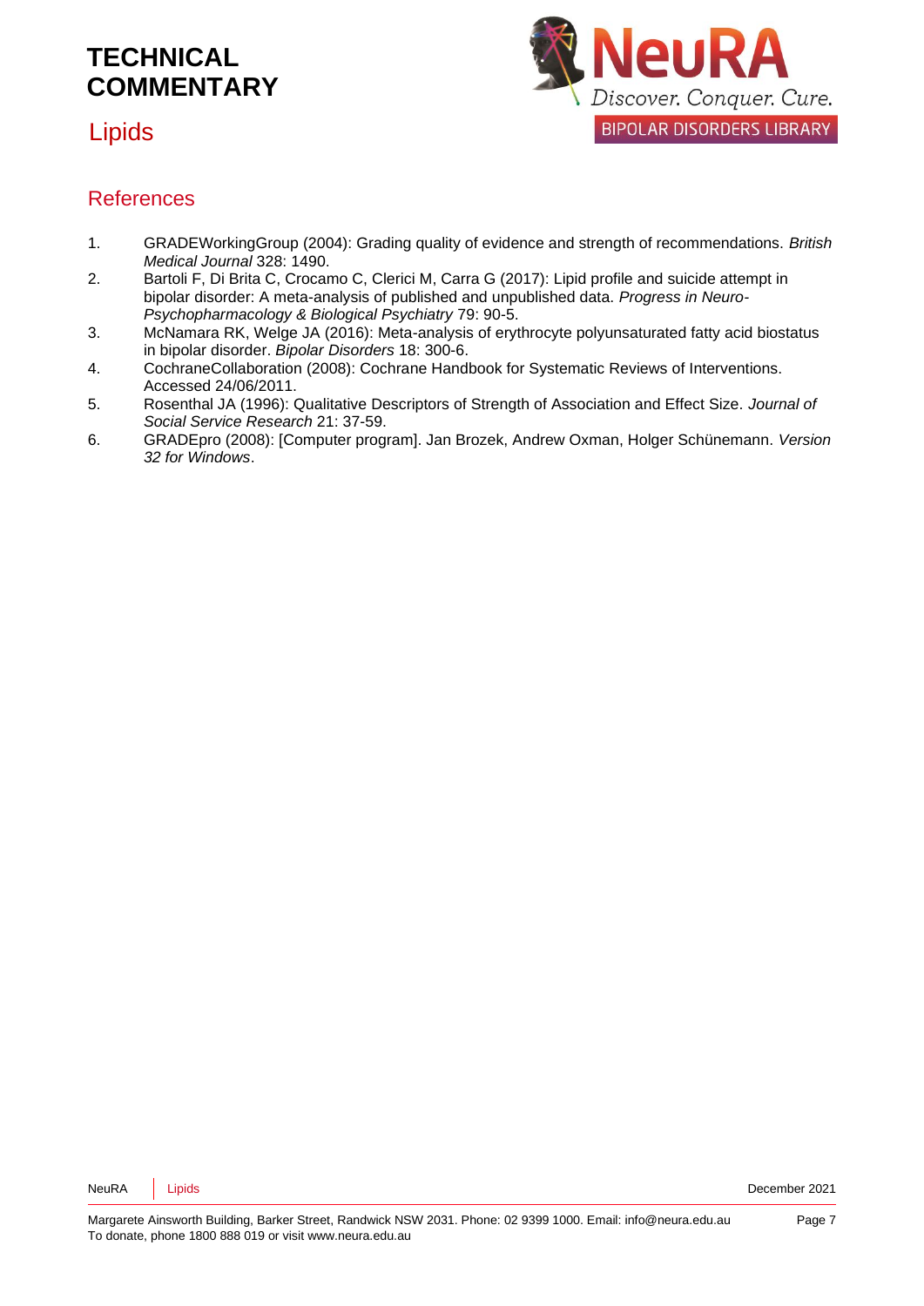## References

1. GRADEWorkingGroup (2004): Grading quality of evidence and strength of recommendations. *British Medical Journal* 328: 1490.
2. Bartoli F, Di Brita C, Crocamo C, Clerici M, Carra G (2017): Lipid profile and suicide attempt in bipolar disorder: A meta-analysis of published and unpublished data. *Progress in Neuro-Psychopharmacology & Biological Psychiatry* 79: 90-5.
3. McNamara RK, Welge JA (2016): Meta-analysis of erythrocyte polyunsaturated fatty acid biostatus in bipolar disorder. *Bipolar Disorders* 18: 300-6.
4. CochraneCollaboration (2008): Cochrane Handbook for Systematic Reviews of Interventions. Accessed 24/06/2011.
5. Rosenthal JA (1996): Qualitative Descriptors of Strength of Association and Effect Size. *Journal of Social Service Research* 21: 37-59.
6. GRADEpro (2008): [Computer program]. Jan Brozek, Andrew Oxman, Holger Schünemann. *Version 32 for Windows*.